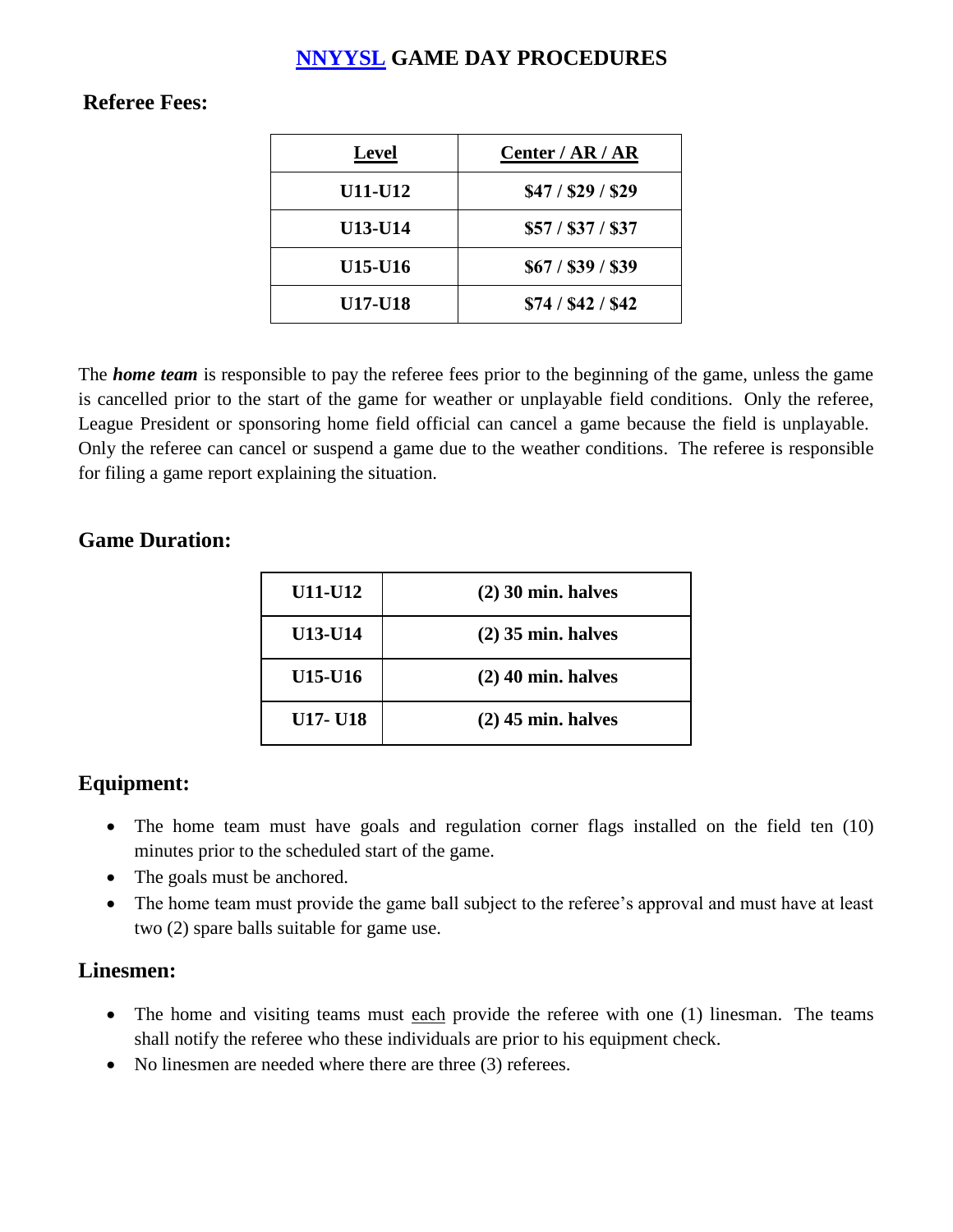# NNYYSL GAME DAY PROCEDURES

## Referee Fees:

| Level | Center / AR / AR |
|---|---|
| U11-U12 | $47 / $29 / $29 |
| U13-U14 | $57 / $37 / $37 |
| U15-U16 | $67 / $39 / $39 |
| U17-U18 | $74 / $42 / $42 |

The ***home team*** is responsible to pay the referee fees prior to the beginning of the game, unless the game is cancelled prior to the start of the game for weather or unplayable field conditions. Only the referee, League President or sponsoring home field official can cancel a game because the field is unplayable. Only the referee can cancel or suspend a game due to the weather conditions. The referee is responsible for filing a game report explaining the situation.

## Game Duration:

| | |
|---|---|
| U11-U12 | (2) 30 min. halves |
| U13-U14 | (2) 35 min. halves |
| U15-U16 | (2) 40 min. halves |
| U17- U18 | (2) 45 min. halves |

## Equipment:

- The home team must have goals and regulation corner flags installed on the field ten (10) minutes prior to the scheduled start of the game.
- The goals must be anchored.
- The home team must provide the game ball subject to the referee's approval and must have at least two (2) spare balls suitable for game use.

## Linesmen:

- The home and visiting teams must each provide the referee with one (1) linesman. The teams shall notify the referee who these individuals are prior to his equipment check.
- No linesmen are needed where there are three (3) referees.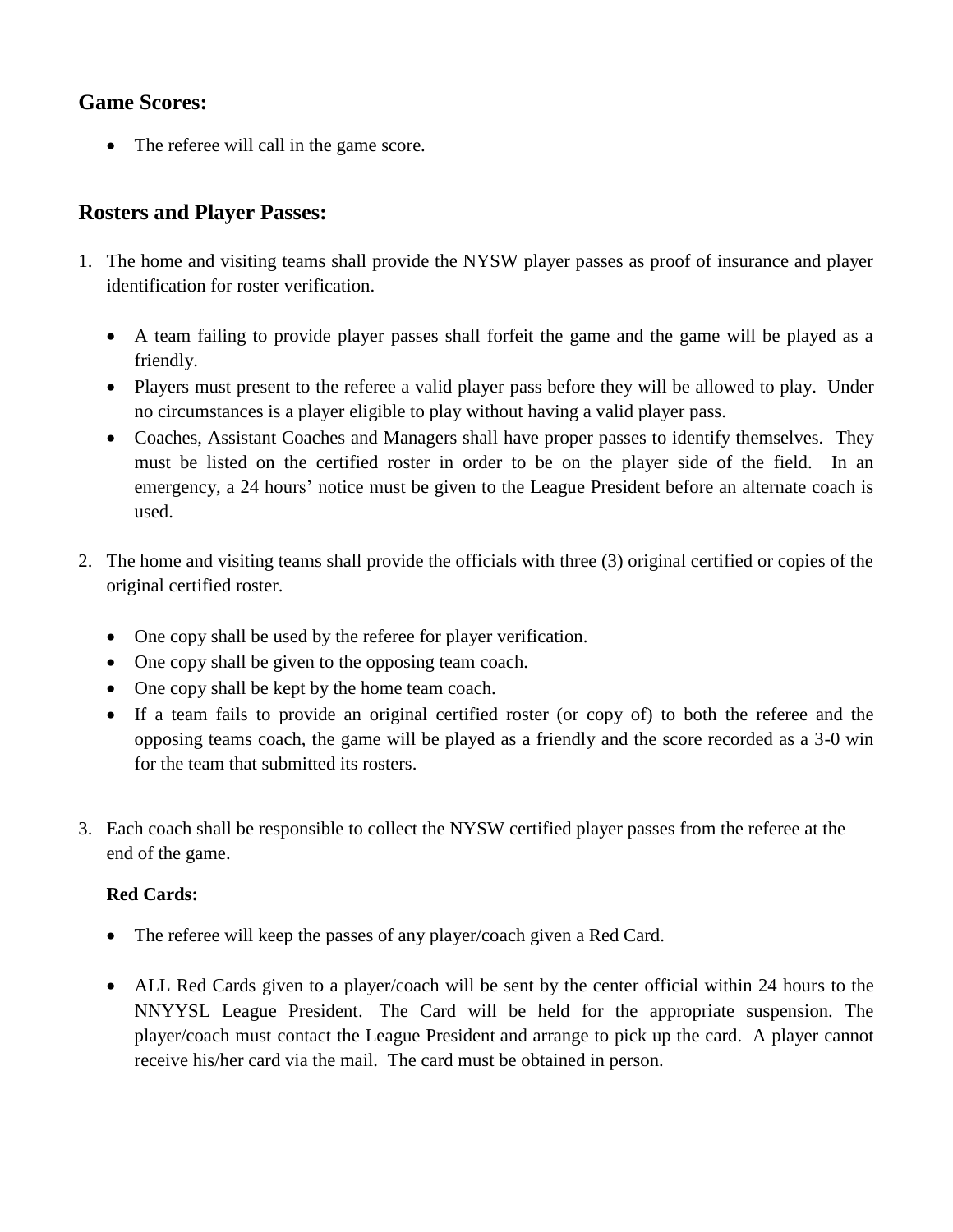## Game Scores:

- The referee will call in the game score.

## Rosters and Player Passes:

1. The home and visiting teams shall provide the NYSW player passes as proof of insurance and player identification for roster verification.

   - A team failing to provide player passes shall forfeit the game and the game will be played as a friendly.
   - Players must present to the referee a valid player pass before they will be allowed to play. Under no circumstances is a player eligible to play without having a valid player pass.
   - Coaches, Assistant Coaches and Managers shall have proper passes to identify themselves. They must be listed on the certified roster in order to be on the player side of the field. In an emergency, a 24 hours' notice must be given to the League President before an alternate coach is used.

2. The home and visiting teams shall provide the officials with three (3) original certified or copies of the original certified roster.

   - One copy shall be used by the referee for player verification.
   - One copy shall be given to the opposing team coach.
   - One copy shall be kept by the home team coach.
   - If a team fails to provide an original certified roster (or copy of) to both the referee and the opposing teams coach, the game will be played as a friendly and the score recorded as a 3-0 win for the team that submitted its rosters.

3. Each coach shall be responsible to collect the NYSW certified player passes from the referee at the end of the game.

   **Red Cards:**

   - The referee will keep the passes of any player/coach given a Red Card.
   - ALL Red Cards given to a player/coach will be sent by the center official within 24 hours to the NNYYSL League President. The Card will be held for the appropriate suspension. The player/coach must contact the League President and arrange to pick up the card. A player cannot receive his/her card via the mail. The card must be obtained in person.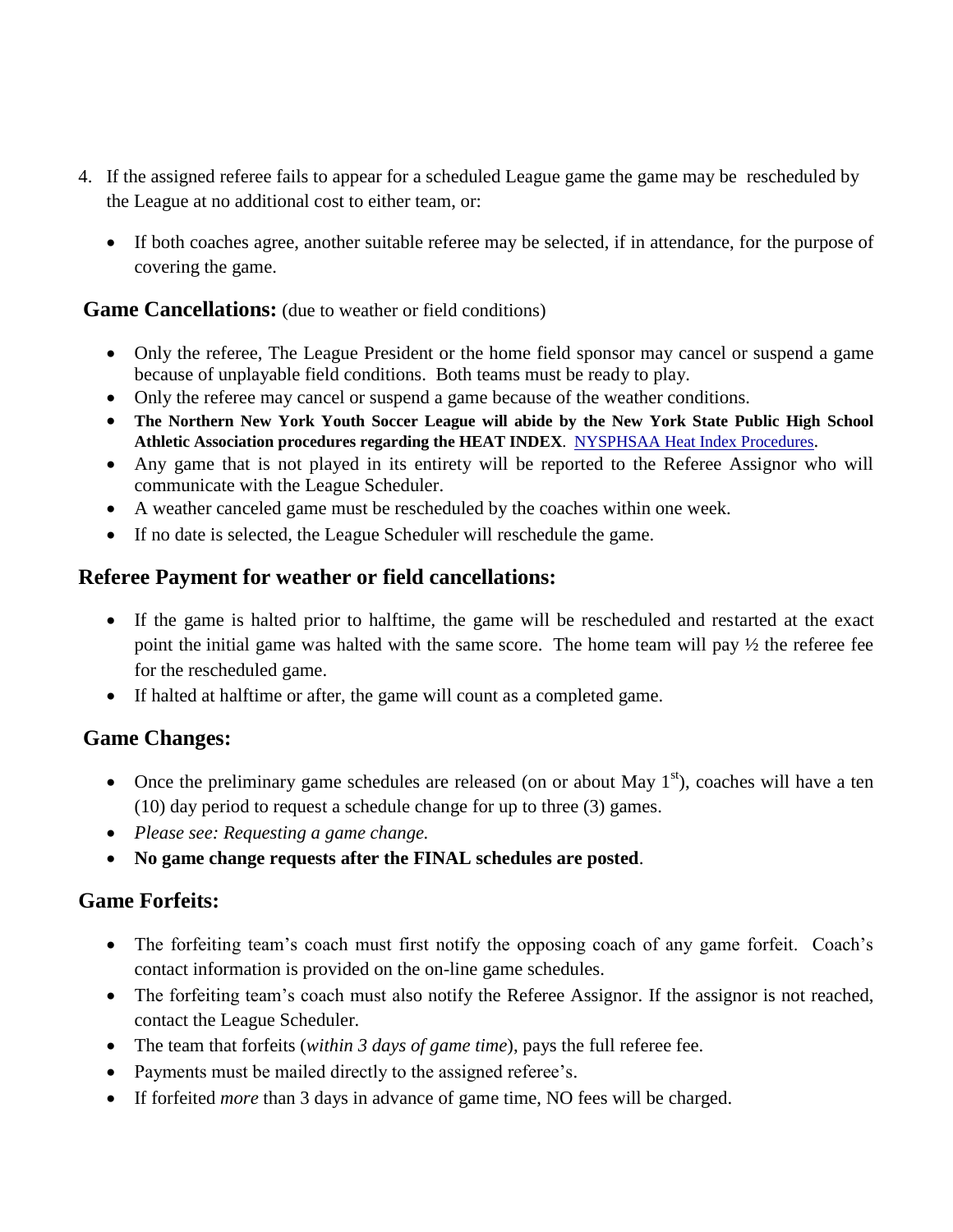4. If the assigned referee fails to appear for a scheduled League game the game may be rescheduled by the League at no additional cost to either team, or:
    - If both coaches agree, another suitable referee may be selected, if in attendance, for the purpose of covering the game.

## Game Cancellations: (due to weather or field conditions)

- Only the referee, The League President or the home field sponsor may cancel or suspend a game because of unplayable field conditions. Both teams must be ready to play.
- Only the referee may cancel or suspend a game because of the weather conditions.
- **The Northern New York Youth Soccer League will abide by the New York State Public High School Athletic Association procedures regarding the HEAT INDEX**. NYSPHSAA Heat Index Procedures.
- Any game that is not played in its entirety will be reported to the Referee Assignor who will communicate with the League Scheduler.
- A weather canceled game must be rescheduled by the coaches within one week.
- If no date is selected, the League Scheduler will reschedule the game.

## Referee Payment for weather or field cancellations:

- If the game is halted prior to halftime, the game will be rescheduled and restarted at the exact point the initial game was halted with the same score. The home team will pay ½ the referee fee for the rescheduled game.
- If halted at halftime or after, the game will count as a completed game.

## Game Changes:

- Once the preliminary game schedules are released (on or about May 1st), coaches will have a ten (10) day period to request a schedule change for up to three (3) games.
- *Please see: Requesting a game change.*
- **No game change requests after the FINAL schedules are posted**.

## Game Forfeits:

- The forfeiting team's coach must first notify the opposing coach of any game forfeit. Coach's contact information is provided on the on-line game schedules.
- The forfeiting team's coach must also notify the Referee Assignor. If the assignor is not reached, contact the League Scheduler.
- The team that forfeits (*within 3 days of game time*), pays the full referee fee.
- Payments must be mailed directly to the assigned referee's.
- If forfeited *more* than 3 days in advance of game time, NO fees will be charged.